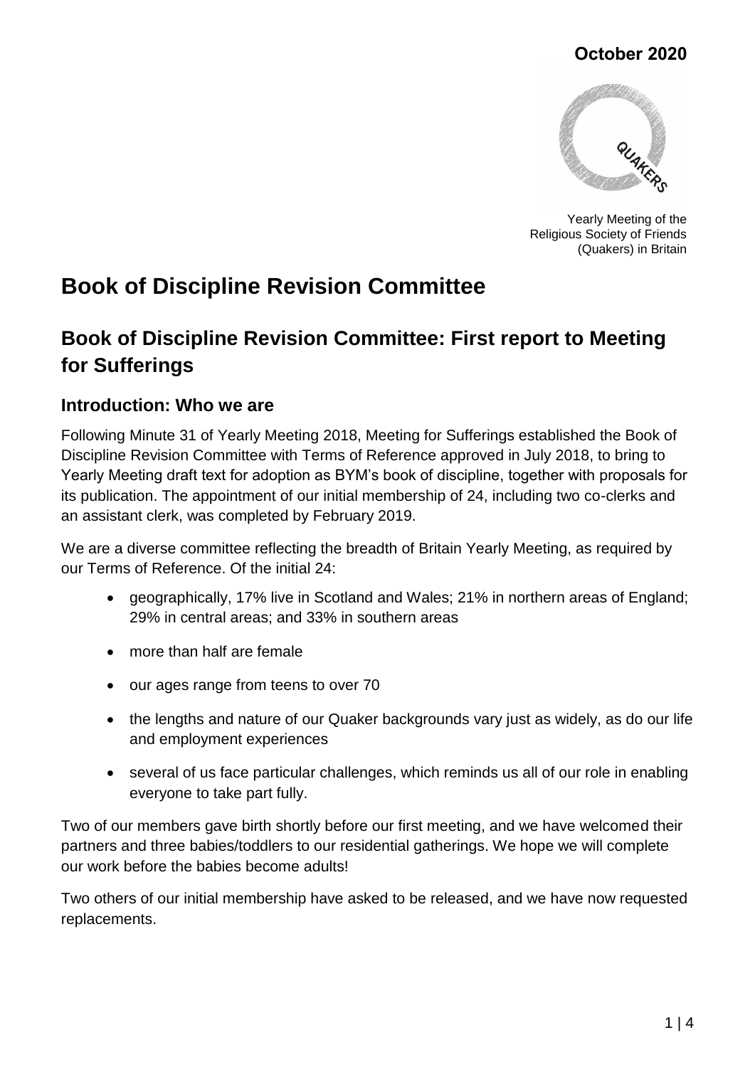October 2020

Yearly Meeting of the Religious Society of Friends (Quakers) in Britain

# Book of Discipline Revision Committee

## Book of Discipline Revision Committee: First report to Meeting for Sufferings

### Introduction: Who we are

Following Minute 31 of Yearly Meeting 2018, Meeting for Sufferings established the Book of Discipline Revision Committee with Terms of Reference approved in July 2018, to bring to Yearly Meeting draft text for adoption as BYM's book of discipline, together with proposals for its publication. The appointment of our initial membership of 24, including two co-clerks and an assistant clerk, was completed by February 2019.

We are a diverse committee reflecting the breadth of Britain Yearly Meeting, as required by our Terms of Reference. Of the initial 24:

- geographically, 17% live in Scotland and Wales; 21% in northern areas of England; 29% in central areas; and 33% in southern areas
- more than half are female
- our ages range from teens to over 70
- the lengths and nature of our Quaker backgrounds vary just as widely, as do our life and employment experiences
- several of us face particular challenges, which reminds us all of our role in enabling everyone to take part fully.

Two of our members gave birth shortly before our first meeting, and we have welcomed their partners and three babies/toddlers to our residential gatherings. We hope we will complete our work before the babies become adults!

Two others of our initial membership have asked to be released, and we have now requested replacements.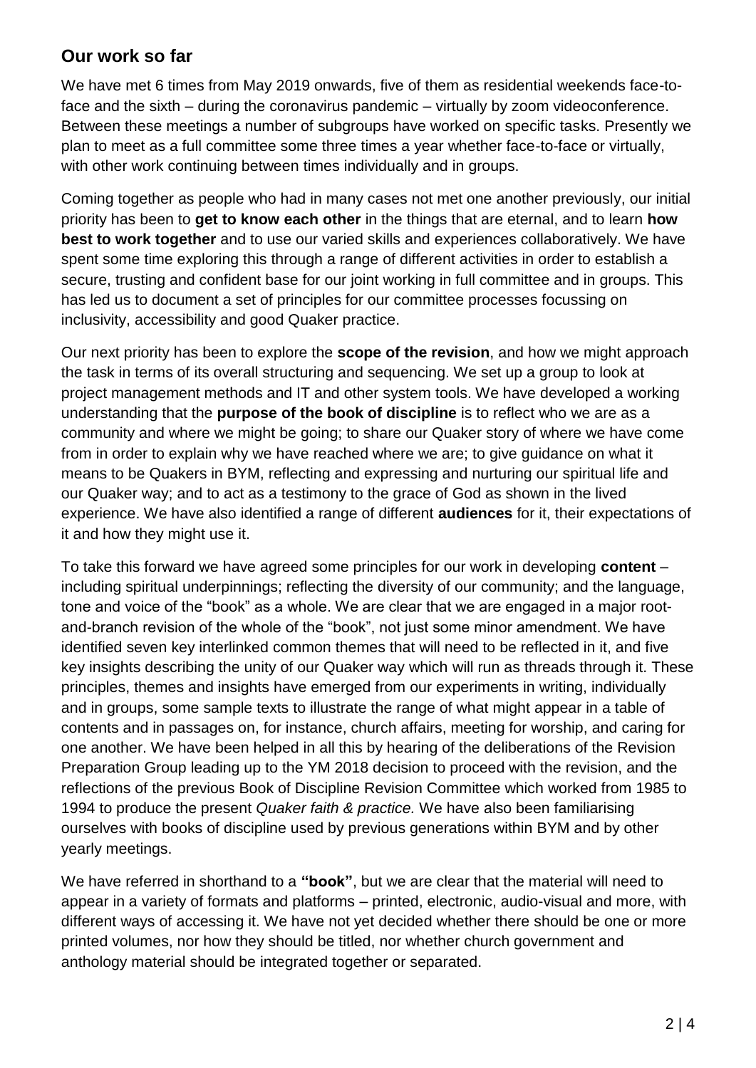## Our work so far

We have met 6 times from May 2019 onwards, five of them as residential weekends face-to-face and the sixth – during the coronavirus pandemic – virtually by zoom videoconference. Between these meetings a number of subgroups have worked on specific tasks. Presently we plan to meet as a full committee some three times a year whether face-to-face or virtually, with other work continuing between times individually and in groups.

Coming together as people who had in many cases not met one another previously, our initial priority has been to **get to know each other** in the things that are eternal, and to learn **how best to work together** and to use our varied skills and experiences collaboratively. We have spent some time exploring this through a range of different activities in order to establish a secure, trusting and confident base for our joint working in full committee and in groups. This has led us to document a set of principles for our committee processes focussing on inclusivity, accessibility and good Quaker practice.

Our next priority has been to explore the **scope of the revision**, and how we might approach the task in terms of its overall structuring and sequencing. We set up a group to look at project management methods and IT and other system tools. We have developed a working understanding that the **purpose of the book of discipline** is to reflect who we are as a community and where we might be going; to share our Quaker story of where we have come from in order to explain why we have reached where we are; to give guidance on what it means to be Quakers in BYM, reflecting and expressing and nurturing our spiritual life and our Quaker way; and to act as a testimony to the grace of God as shown in the lived experience. We have also identified a range of different **audiences** for it, their expectations of it and how they might use it.

To take this forward we have agreed some principles for our work in developing **content** – including spiritual underpinnings; reflecting the diversity of our community; and the language, tone and voice of the "book" as a whole. We are clear that we are engaged in a major root-and-branch revision of the whole of the "book", not just some minor amendment. We have identified seven key interlinked common themes that will need to be reflected in it, and five key insights describing the unity of our Quaker way which will run as threads through it. These principles, themes and insights have emerged from our experiments in writing, individually and in groups, some sample texts to illustrate the range of what might appear in a table of contents and in passages on, for instance, church affairs, meeting for worship, and caring for one another. We have been helped in all this by hearing of the deliberations of the Revision Preparation Group leading up to the YM 2018 decision to proceed with the revision, and the reflections of the previous Book of Discipline Revision Committee which worked from 1985 to 1994 to produce the present *Quaker faith & practice.* We have also been familiarising ourselves with books of discipline used by previous generations within BYM and by other yearly meetings.

We have referred in shorthand to a **"book"**, but we are clear that the material will need to appear in a variety of formats and platforms – printed, electronic, audio-visual and more, with different ways of accessing it. We have not yet decided whether there should be one or more printed volumes, nor how they should be titled, nor whether church government and anthology material should be integrated together or separated.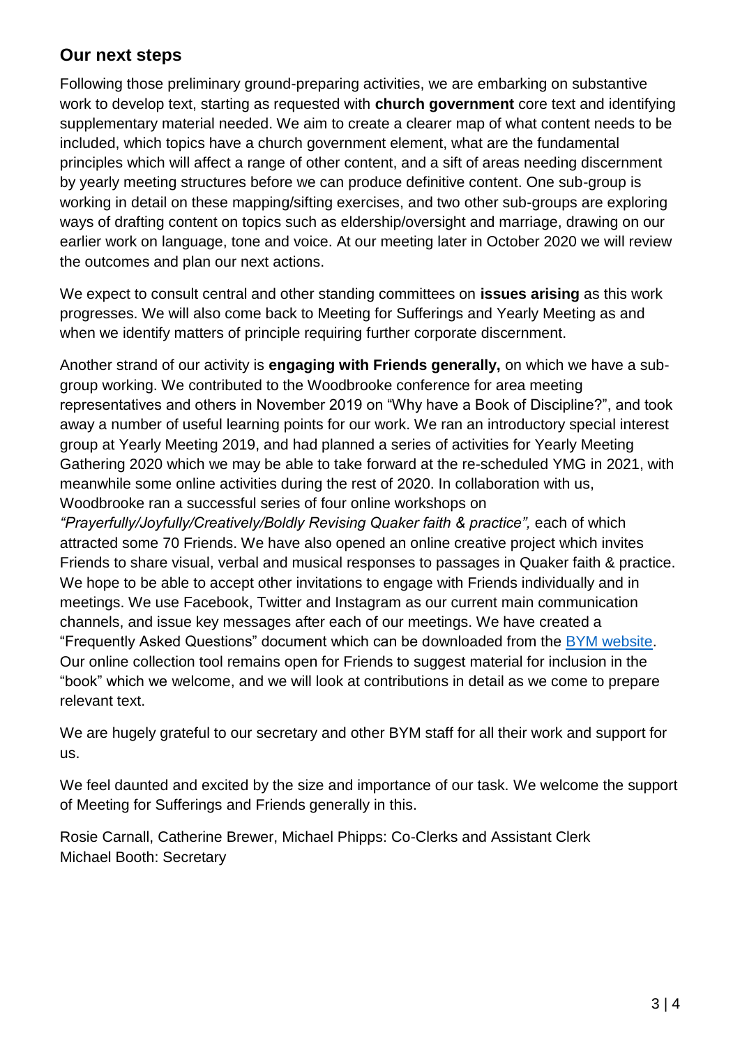## Our next steps

Following those preliminary ground-preparing activities, we are embarking on substantive work to develop text, starting as requested with **church government** core text and identifying supplementary material needed. We aim to create a clearer map of what content needs to be included, which topics have a church government element, what are the fundamental principles which will affect a range of other content, and a sift of areas needing discernment by yearly meeting structures before we can produce definitive content. One sub-group is working in detail on these mapping/sifting exercises, and two other sub-groups are exploring ways of drafting content on topics such as eldership/oversight and marriage, drawing on our earlier work on language, tone and voice. At our meeting later in October 2020 we will review the outcomes and plan our next actions.

We expect to consult central and other standing committees on **issues arising** as this work progresses. We will also come back to Meeting for Sufferings and Yearly Meeting as and when we identify matters of principle requiring further corporate discernment.

Another strand of our activity is **engaging with Friends generally,** on which we have a sub-group working. We contributed to the Woodbrooke conference for area meeting representatives and others in November 2019 on "Why have a Book of Discipline?", and took away a number of useful learning points for our work. We ran an introductory special interest group at Yearly Meeting 2019, and had planned a series of activities for Yearly Meeting Gathering 2020 which we may be able to take forward at the re-scheduled YMG in 2021, with meanwhile some online activities during the rest of 2020. In collaboration with us, Woodbrooke ran a successful series of four online workshops on *"Prayerfully/Joyfully/Creatively/Boldly Revising Quaker faith & practice",* each of which attracted some 70 Friends. We have also opened an online creative project which invites Friends to share visual, verbal and musical responses to passages in Quaker faith & practice. We hope to be able to accept other invitations to engage with Friends individually and in meetings. We use Facebook, Twitter and Instagram as our current main communication channels, and issue key messages after each of our meetings. We have created a "Frequently Asked Questions" document which can be downloaded from the BYM website. Our online collection tool remains open for Friends to suggest material for inclusion in the "book" which we welcome, and we will look at contributions in detail as we come to prepare relevant text.

We are hugely grateful to our secretary and other BYM staff for all their work and support for us.

We feel daunted and excited by the size and importance of our task. We welcome the support of Meeting for Sufferings and Friends generally in this.

Rosie Carnall, Catherine Brewer, Michael Phipps: Co-Clerks and Assistant Clerk
Michael Booth: Secretary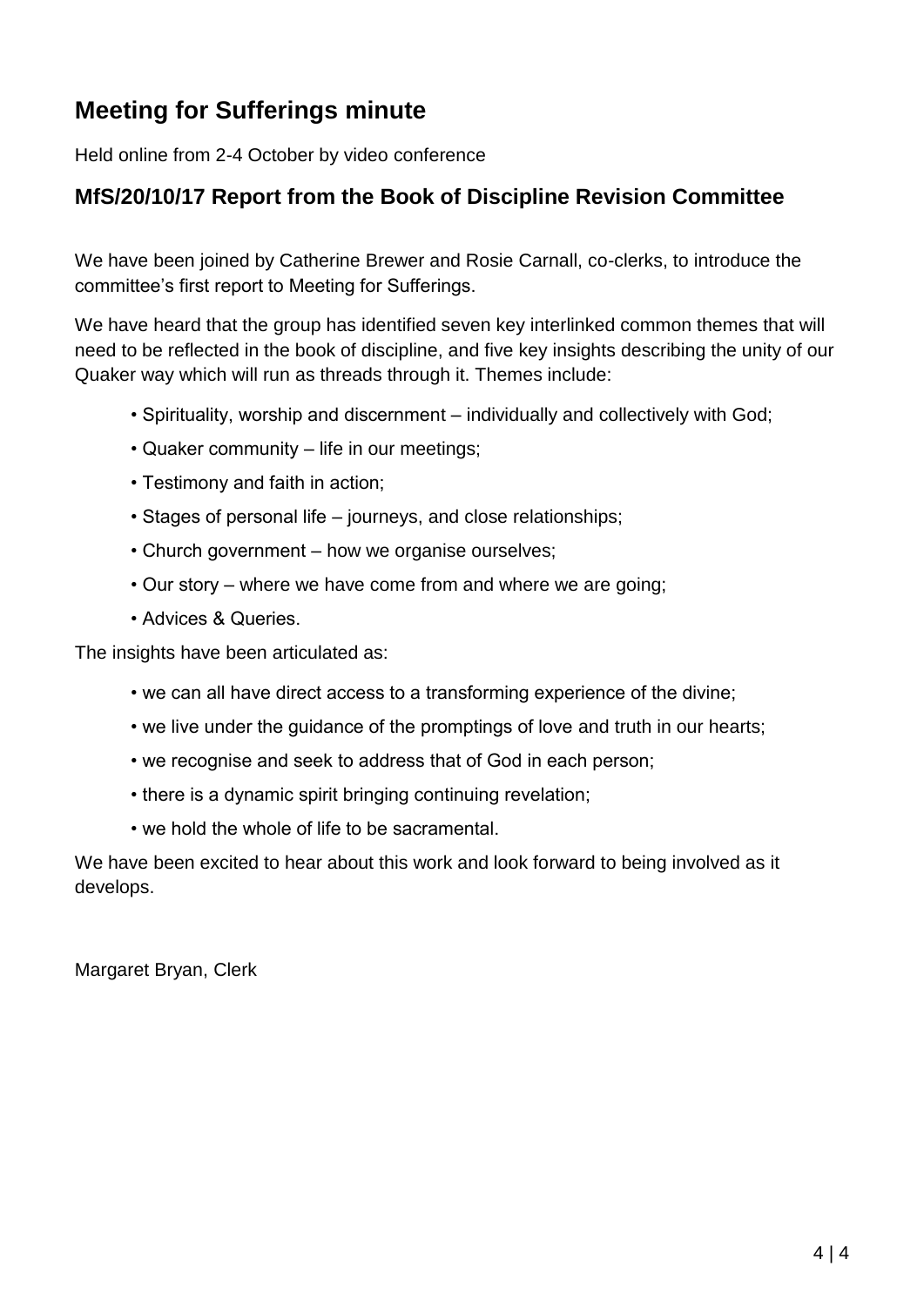## Meeting for Sufferings minute

Held online from 2-4 October by video conference

### MfS/20/10/17 Report from the Book of Discipline Revision Committee

We have been joined by Catherine Brewer and Rosie Carnall, co-clerks, to introduce the committee's first report to Meeting for Sufferings.

We have heard that the group has identified seven key interlinked common themes that will need to be reflected in the book of discipline, and five key insights describing the unity of our Quaker way which will run as threads through it. Themes include:

- Spirituality, worship and discernment – individually and collectively with God;
- Quaker community – life in our meetings;
- Testimony and faith in action;
- Stages of personal life – journeys, and close relationships;
- Church government – how we organise ourselves;
- Our story – where we have come from and where we are going;
- Advices & Queries.

The insights have been articulated as:

- we can all have direct access to a transforming experience of the divine;
- we live under the guidance of the promptings of love and truth in our hearts;
- we recognise and seek to address that of God in each person;
- there is a dynamic spirit bringing continuing revelation;
- we hold the whole of life to be sacramental.

We have been excited to hear about this work and look forward to being involved as it develops.

Margaret Bryan, Clerk